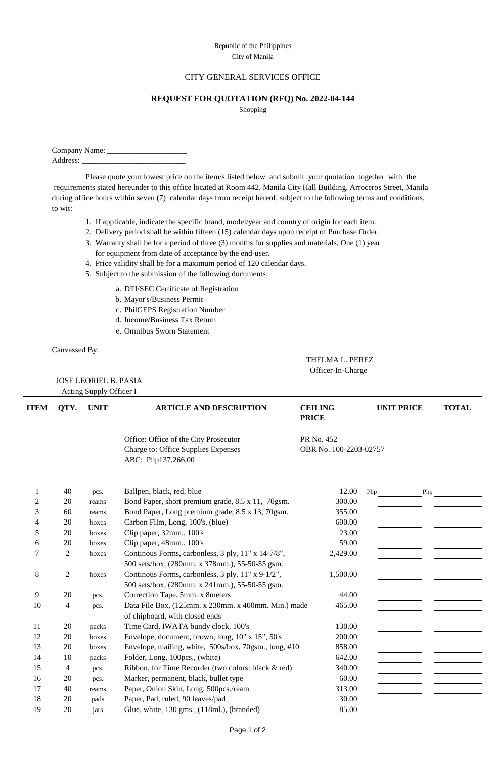Republic of the Philippines
City of Manila

CITY GENERAL SERVICES OFFICE

**REQUEST FOR QUOTATION (RFQ) No. 2022-04-144**

Shopping

Company Name: ____________________
Address: __________________________

Please quote your lowest price on the item/s listed below and submit your quotation together with the requirements stated hereunder to this office located at Room 442, Manila City Hall Building, Arroceros Street, Manila during office hours within seven (7) calendar days from receipt hereof, subject to the following terms and conditions, to wit:

1. If applicable, indicate the specific brand, model/year and country of origin for each item.
2. Delivery period shall be within fifteen (15) calendar days upon receipt of Purchase Order.
3. Warranty shall be for a period of three (3) months for supplies and materials, One (1) year for equipment from date of acceptance by the end-user.
4. Price validity shall be for a maximum period of 120 calendar days.
5. Subject to the submission of the following documents:
   a. DTI/SEC Certificate of Registration
   b. Mayor's/Business Permit
   c. PhilGEPS Registration Number
   d. Income/Business Tax Return
   e. Omnibus Sworn Statement

Canvassed By:

THELMA L. PEREZ
Officer-In-Charge

JOSE LEORIEL B. PASIA
Acting Supply Officer I

| ITEM | QTY. | UNIT | ARTICLE AND DESCRIPTION | CEILING PRICE | UNIT PRICE | TOTAL |
|---|---|---|---|---|---|---|
| | | | Office: Office of the City Prosecutor<br>Charge to: Office Supplies Expenses<br>ABC: Php137,266.00 | PR No. 452<br>OBR No. 100-2203-02757 | | |
| 1 | 40 | pcs. | Ballpen, black, red, blue | 12.00 | Php ________ | Php ________ |
| 2 | 20 | reams | Bond Paper, short premium grade, 8.5 x 11, 70gsm. | 300.00 | ________ | ________ |
| 3 | 60 | reams | Bond Paper, Long premium grade, 8.5 x 13, 70gsm. | 355.00 | ________ | ________ |
| 4 | 20 | boxes | Carbon Film, Long, 100's, (blue) | 600.00 | ________ | ________ |
| 5 | 20 | boxes | Clip paper, 32mm., 100's | 23.00 | ________ | ________ |
| 6 | 20 | boxes | Clip paper, 48mm., 100's | 59.00 | ________ | ________ |
| 7 | 2 | boxes | Continous Forms, carbonless, 3 ply, 11" x 14-7/8", 500 sets/box, (280mm. x 378mm.), 55-50-55 gsm. | 2,429.00 | ________ | ________ |
| 8 | 2 | boxes | Continous Forms, carbonless, 3 ply, 11" x 9-1/2", 500 sets/box, (280mm. x 241mm.), 55-50-55 gsm. | 1,500.00 | ________ | ________ |
| 9 | 20 | pcs. | Correction Tape, 5mm. x 8meters | 44.00 | ________ | ________ |
| 10 | 4 | pcs. | Data File Box, (125mm. x 230mm. x 400mm. Min.) made of chipboard, with closed ends | 465.00 | ________ | ________ |
| 11 | 20 | packs | Time Card, IWATA bundy clock, 100's | 130.00 | ________ | ________ |
| 12 | 20 | boxes | Envelope, document, brown, long, 10" x 15", 50's | 200.00 | ________ | ________ |
| 13 | 20 | boxes | Envelope, mailing, white, 500s/box, 70gsm., long, #10 | 858.00 | ________ | ________ |
| 14 | 10 | packs | Folder, Long, 100pcs., (white) | 642.00 | ________ | ________ |
| 15 | 4 | pcs. | Ribbon, for Time Recorder (two colors: black & red) | 340.00 | ________ | ________ |
| 16 | 20 | pcs. | Marker, permanent, black, bullet type | 60.00 | ________ | ________ |
| 17 | 40 | reams | Paper, Onion Skin, Long, 500pcs./ream | 313.00 | ________ | ________ |
| 18 | 20 | pads | Paper, Pad, ruled, 90 leaves/pad | 30.00 | ________ | ________ |
| 19 | 20 | jars | Glue, white, 130 gms., (118ml.), (branded) | 85.00 | ________ | ________ |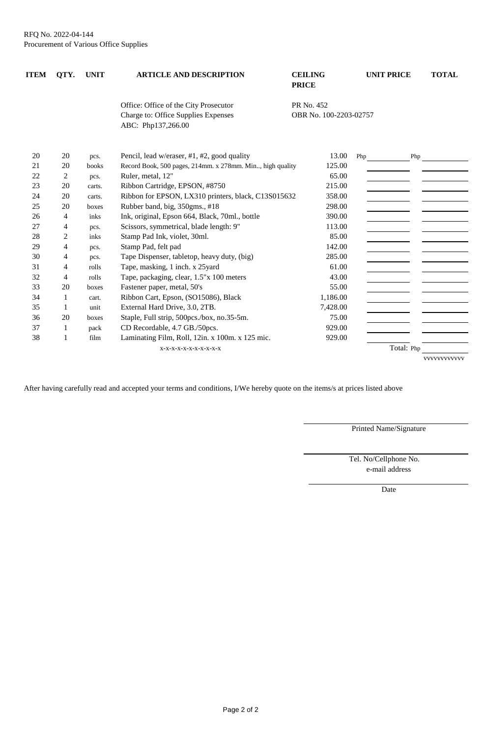RFQ No. 2022-04-144
Procurement of Various Office Supplies

| ITEM | QTY. | UNIT | ARTICLE AND DESCRIPTION | CEILING PRICE | UNIT PRICE | TOTAL |
|---|---|---|---|---|---|---|
| | | | Office: Office of the City Prosecutor<br>Charge to: Office Supplies Expenses<br>ABC: Php137,266.00 | PR No. 452<br>OBR No. 100-2203-02757 | | |
| 20 | 20 | pcs. | Pencil, lead w/eraser, #1, #2, good quality | 13.00 | Php | Php |
| 21 | 20 | books | Record Book, 500 pages, 214mm. x 278mm. Min.., high quality | 125.00 | | |
| 22 | 2 | pcs. | Ruler, metal, 12" | 65.00 | | |
| 23 | 20 | carts. | Ribbon Cartridge, EPSON, #8750 | 215.00 | | |
| 24 | 20 | carts. | Ribbon for EPSON, LX310 printers, black, C13S015632 | 358.00 | | |
| 25 | 20 | boxes | Rubber band, big, 350gms., #18 | 298.00 | | |
| 26 | 4 | inks | Ink, original, Epson 664, Black, 70ml., bottle | 390.00 | | |
| 27 | 4 | pcs. | Scissors, symmetrical, blade length: 9" | 113.00 | | |
| 28 | 2 | inks | Stamp Pad Ink, violet, 30ml. | 85.00 | | |
| 29 | 4 | pcs. | Stamp Pad, felt pad | 142.00 | | |
| 30 | 4 | pcs. | Tape Dispenser, tabletop, heavy duty, (big) | 285.00 | | |
| 31 | 4 | rolls | Tape, masking, 1 inch. x 25yard | 61.00 | | |
| 32 | 4 | rolls | Tape, packaging, clear, 1.5"x 100 meters | 43.00 | | |
| 33 | 20 | boxes | Fastener paper, metal, 50's | 55.00 | | |
| 34 | 1 | cart. | Ribbon Cart, Epson, (SO15086), Black | 1,186.00 | | |
| 35 | 1 | unit | External Hard Drive, 3.0, 2TB. | 7,428.00 | | |
| 36 | 20 | boxes | Staple, Full strip, 500pcs./box, no.35-5m. | 75.00 | | |
| 37 | 1 | pack | CD Recordable, 4.7 GB./50pcs. | 929.00 | | |
| 38 | 1 | film | Laminating Film, Roll, 12in. x 100m. x 125 mic. | 929.00 | | |
| | | | x-x-x-x-x-x-x-x-x-x | | Total: Php | |
| | | | | | | vvvvvvvvvvvv |

After having carefully read and accepted your terms and conditions, I/We hereby quote on the items/s at prices listed above

Printed Name/Signature

Tel. No/Cellphone No.
e-mail address

Date